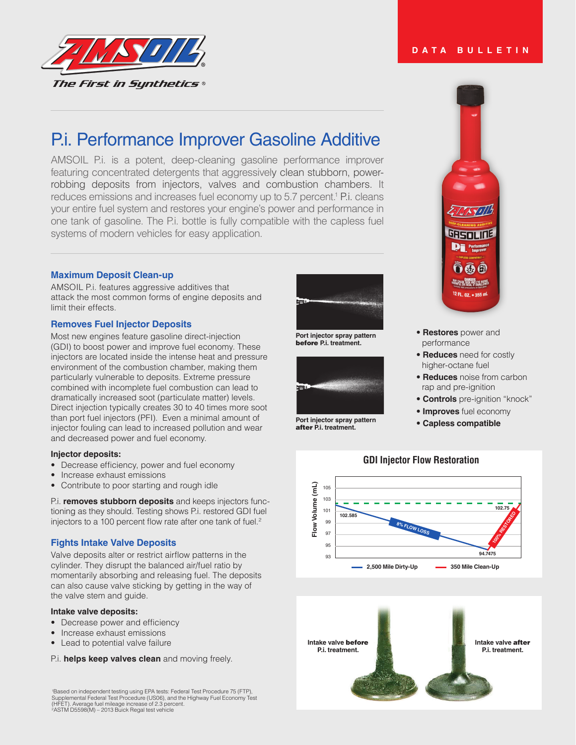DATA BULLETIN

# P.i. Performance Improver Gasoline Additive

AMSOIL P.i. is a potent, deep-cleaning gasoline performance improver featuring concentrated detergents that aggressively clean stubborn, power-robbing deposits from injectors, valves and combustion chambers. It reduces emissions and increases fuel economy up to 5.7 percent.[1] P.i. cleans your entire fuel system and restores your engine's power and performance in one tank of gasoline. The P.i. bottle is fully compatible with the capless fuel systems of modern vehicles for easy application.

- **Restores** power and performance
- **Reduces** need for costly higher-octane fuel
- **Reduces** noise from carbon rap and pre-ignition
- **Controls** pre-ignition "knock"
- **Improves** fuel economy
- **Capless compatible**

### Maximum Deposit Clean-up

AMSOIL P.i. features aggressive additives that attack the most common forms of engine deposits and limit their effects.

### Removes Fuel Injector Deposits

Most new engines feature gasoline direct-injection (GDI) to boost power and improve fuel economy. These injectors are located inside the intense heat and pressure environment of the combustion chamber, making them particularly vulnerable to deposits. Extreme pressure combined with incomplete fuel combustion can lead to dramatically increased soot (particulate matter) levels. Direct injection typically creates 30 to 40 times more soot than port fuel injectors (PFI). Even a minimal amount of injector fouling can lead to increased pollution and wear and decreased power and fuel economy.

Port injector spray pattern **before** P.i. treatment.

Port injector spray pattern **after** P.i. treatment.

**Injector deposits:**

- Decrease efficiency, power and fuel economy
- Increase exhaust emissions
- Contribute to poor starting and rough idle

P.i. **removes stubborn deposits** and keeps injectors functioning as they should. Testing shows P.i. restored GDI fuel injectors to a 100 percent flow rate after one tank of fuel.[2]

**GDI Injector Flow Restoration**

Flow Volume (mL): 102.585 → 94.7475 (8% FLOW LOSS, 2,500 Mile Dirty-Up) → 102.75 (100% RESTORED, 350 Mile Clean-Up)

### Fights Intake Valve Deposits

Valve deposits alter or restrict airflow patterns in the cylinder. They disrupt the balanced air/fuel ratio by momentarily absorbing and releasing fuel. The deposits can also cause valve sticking by getting in the way of the valve stem and guide.

**Intake valve deposits:**

- Decrease power and efficiency
- Increase exhaust emissions
- Lead to potential valve failure

P.i. **helps keep valves clean** and moving freely.

Intake valve **before** P.i. treatment.

Intake valve **after** P.i. treatment.

[1]Based on independent testing using EPA tests: Federal Test Procedure 75 (FTP), Supplemental Federal Test Procedure (US06), and the Highway Fuel Economy Test (HFET). Average fuel mileage increase of 2.3 percent.
[2]ASTM D5598(M) – 2013 Buick Regal test vehicle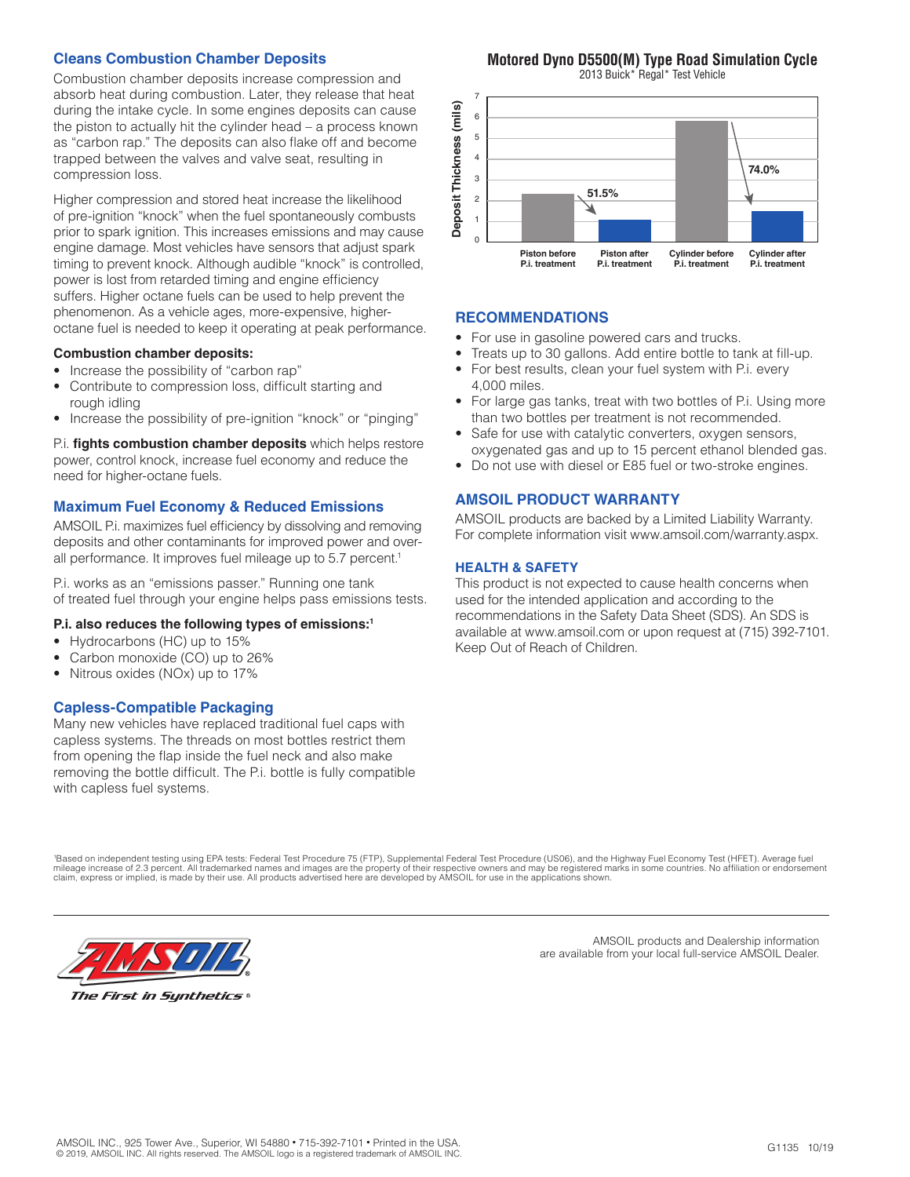## Cleans Combustion Chamber Deposits

Combustion chamber deposits increase compression and absorb heat during combustion. Later, they release that heat during the intake cycle. In some engines deposits can cause the piston to actually hit the cylinder head – a process known as "carbon rap." The deposits can also flake off and become trapped between the valves and valve seat, resulting in compression loss.

Higher compression and stored heat increase the likelihood of pre-ignition "knock" when the fuel spontaneously combusts prior to spark ignition. This increases emissions and may cause engine damage. Most vehicles have sensors that adjust spark timing to prevent knock. Although audible "knock" is controlled, power is lost from retarded timing and engine efficiency suffers. Higher octane fuels can be used to help prevent the phenomenon. As a vehicle ages, more-expensive, higher-octane fuel is needed to keep it operating at peak performance.

**Combustion chamber deposits:**

- Increase the possibility of "carbon rap"
- Contribute to compression loss, difficult starting and rough idling
- Increase the possibility of pre-ignition "knock" or "pinging"

P.i. **fights combustion chamber deposits** which helps restore power, control knock, increase fuel economy and reduce the need for higher-octane fuels.

## Maximum Fuel Economy & Reduced Emissions

AMSOIL P.i. maximizes fuel efficiency by dissolving and removing deposits and other contaminants for improved power and overall performance. It improves fuel mileage up to 5.7 percent.[1]

P.i. works as an "emissions passer." Running one tank of treated fuel through your engine helps pass emissions tests.

**P.i. also reduces the following types of emissions:[1]**

- Hydrocarbons (HC) up to 15%
- Carbon monoxide (CO) up to 26%
- Nitrous oxides (NOx) up to 17%

## Capless-Compatible Packaging

Many new vehicles have replaced traditional fuel caps with capless systems. The threads on most bottles restrict them from opening the flap inside the fuel neck and also make removing the bottle difficult. The P.i. bottle is fully compatible with capless fuel systems.

**Motored Dyno D5500(M) Type Road Simulation Cycle**

2013 Buick* Regal* Test Vehicle

Deposit Thickness (mils)

0 1 2 3 4 5 6 7

51.5%

74.0%

Piston before P.i. treatment

Piston after P.i. treatment

Cylinder before P.i. treatment

Cylinder after P.i. treatment

## RECOMMENDATIONS

- For use in gasoline powered cars and trucks.
- Treats up to 30 gallons. Add entire bottle to tank at fill-up.
- For best results, clean your fuel system with P.i. every 4,000 miles.
- For large gas tanks, treat with two bottles of P.i. Using more than two bottles per treatment is not recommended.
- Safe for use with catalytic converters, oxygen sensors, oxygenated gas and up to 15 percent ethanol blended gas.
- Do not use with diesel or E85 fuel or two-stroke engines.

## AMSOIL PRODUCT WARRANTY

AMSOIL products are backed by a Limited Liability Warranty. For complete information visit www.amsoil.com/warranty.aspx.

### HEALTH & SAFETY

This product is not expected to cause health concerns when used for the intended application and according to the recommendations in the Safety Data Sheet (SDS). An SDS is available at www.amsoil.com or upon request at (715) 392-7101. Keep Out of Reach of Children.

[1]Based on independent testing using EPA tests: Federal Test Procedure 75 (FTP), Supplemental Federal Test Procedure (US06), and the Highway Fuel Economy Test (HFET). Average fuel mileage increase of 2.3 percent. All trademarked names and images are the property of their respective owners and may be registered marks in some countries. No affiliation or endorsement claim, express or implied, is made by their use. All products advertised here are developed by AMSOIL for use in the applications shown.

AMSOIL products and Dealership information are available from your local full-service AMSOIL Dealer.

AMSOIL INC., 925 Tower Ave., Superior, WI 54880 • 715-392-7101 • Printed in the USA.
© 2019, AMSOIL INC. All rights reserved. The AMSOIL logo is a registered trademark of AMSOIL INC.

G1135 10/19